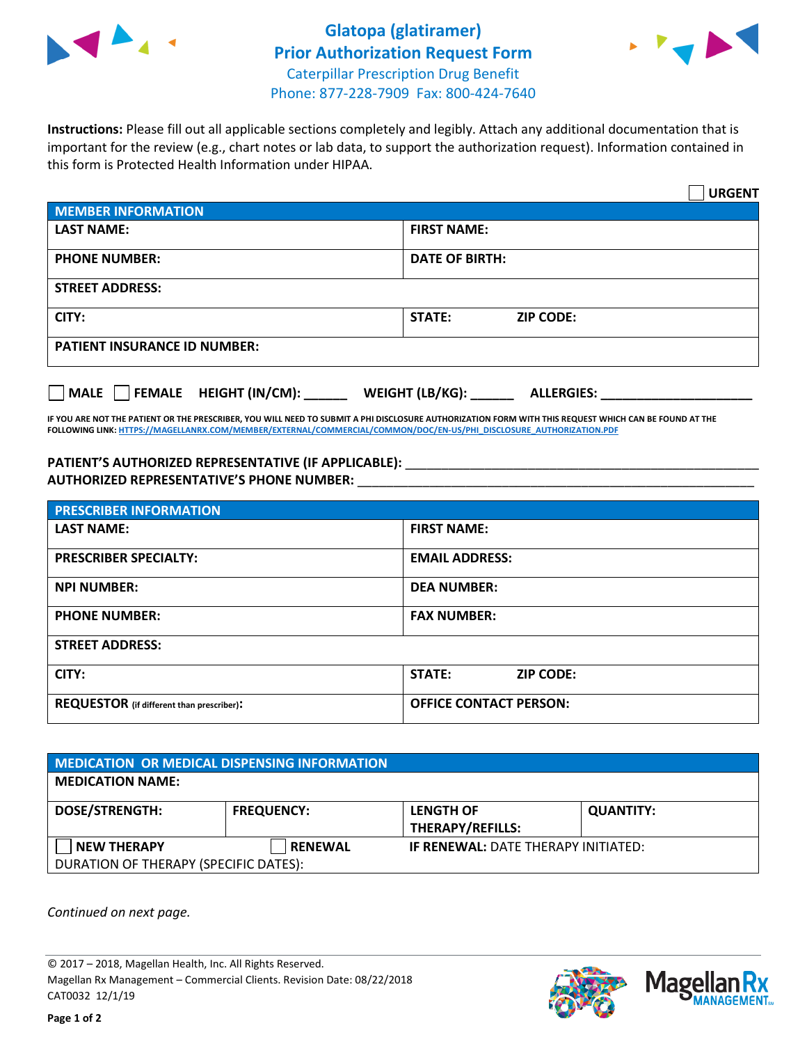# Glatopa (glatiramer) Prior Authorization Request Form

Caterpillar Prescription Drug Benefit
Phone: 877-228-7909 Fax: 800-424-7640

**Instructions:** Please fill out all applicable sections completely and legibly. Attach any additional documentation that is important for the review (e.g., chart notes or lab data, to support the authorization request). Information contained in this form is Protected Health Information under HIPAA.

☐ **URGENT**

| **MEMBER INFORMATION** | |
|---|---|
| **LAST NAME:** | **FIRST NAME:** |
| **PHONE NUMBER:** | **DATE OF BIRTH:** |
| **STREET ADDRESS:** | |
| **CITY:** | **STATE:** **ZIP CODE:** |
| **PATIENT INSURANCE ID NUMBER:** | |

☐ **MALE** ☐ **FEMALE** **HEIGHT (IN/CM):** ______ **WEIGHT (LB/KG):** ______ **ALLERGIES:** ____________________

**IF YOU ARE NOT THE PATIENT OR THE PRESCRIBER, YOU WILL NEED TO SUBMIT A PHI DISCLOSURE AUTHORIZATION FORM WITH THIS REQUEST WHICH CAN BE FOUND AT THE FOLLOWING LINK:** HTTPS://MAGELLANRX.COM/MEMBER/EXTERNAL/COMMERCIAL/COMMON/DOC/EN-US/PHI_DISCLOSURE_AUTHORIZATION.PDF

**PATIENT'S AUTHORIZED REPRESENTATIVE (IF APPLICABLE):** ____________________________________________
**AUTHORIZED REPRESENTATIVE'S PHONE NUMBER:** ____________________________________________

| **PRESCRIBER INFORMATION** | |
|---|---|
| **LAST NAME:** | **FIRST NAME:** |
| **PRESCRIBER SPECIALTY:** | **EMAIL ADDRESS:** |
| **NPI NUMBER:** | **DEA NUMBER:** |
| **PHONE NUMBER:** | **FAX NUMBER:** |
| **STREET ADDRESS:** | |
| **CITY:** | **STATE:** **ZIP CODE:** |
| **REQUESTOR** (if different than prescriber)**:** | **OFFICE CONTACT PERSON:** |

| **MEDICATION OR MEDICAL DISPENSING INFORMATION** | | | |
|---|---|---|---|
| **MEDICATION NAME:** | | | |
| **DOSE/STRENGTH:** | **FREQUENCY:** | **LENGTH OF THERAPY/REFILLS:** | **QUANTITY:** |
| ☐ **NEW THERAPY** | ☐ **RENEWAL** | **IF RENEWAL:** DATE THERAPY INITIATED: | |
| DURATION OF THERAPY (SPECIFIC DATES): | | | |

*Continued on next page.*

© 2017 – 2018, Magellan Health, Inc. All Rights Reserved.
Magellan Rx Management – Commercial Clients. Revision Date: 08/22/2018
CAT0032 12/1/19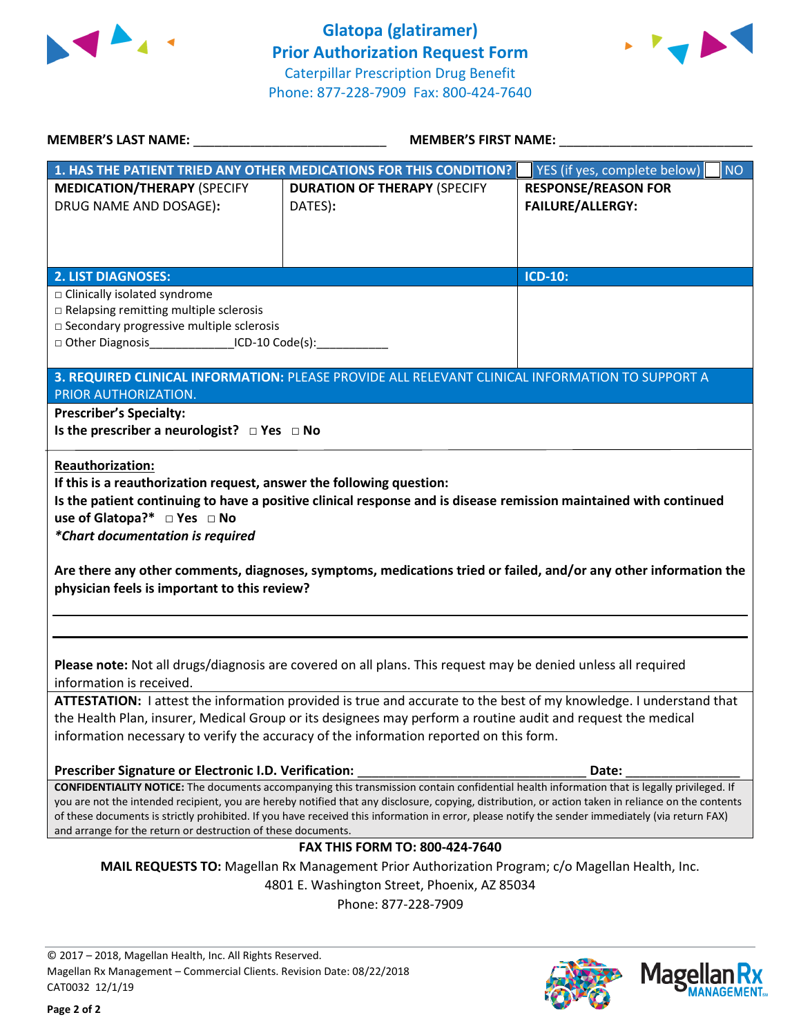# Glatopa (glatiramer)
## Prior Authorization Request Form

Caterpillar Prescription Drug Benefit
Phone: 877-228-7909 Fax: 800-424-7640

**MEMBER'S LAST NAME:** ___________________________ **MEMBER'S FIRST NAME:** ___________________________

| **1. HAS THE PATIENT TRIED ANY OTHER MEDICATIONS FOR THIS CONDITION?** | | ☐ YES (if yes, complete below) ☐ NO |
|---|---|---|
| **MEDICATION/THERAPY** (SPECIFY DRUG NAME AND DOSAGE): | **DURATION OF THERAPY** (SPECIFY DATES): | **RESPONSE/REASON FOR FAILURE/ALLERGY:** |
| | | |

| **2. LIST DIAGNOSES:** | **ICD-10:** |
|---|---|
| □ Clinically isolated syndrome<br>□ Relapsing remitting multiple sclerosis<br>□ Secondary progressive multiple sclerosis<br>□ Other Diagnosis_____________ICD-10 Code(s):___________ | |

**3. REQUIRED CLINICAL INFORMATION:** PLEASE PROVIDE ALL RELEVANT CLINICAL INFORMATION TO SUPPORT A PRIOR AUTHORIZATION.

**Prescriber's Specialty:**

**Is the prescriber a neurologist?** □ **Yes** □ **No**

**Reauthorization:**

**If this is a reauthorization request, answer the following question:**

**Is the patient continuing to have a positive clinical response and is disease remission maintained with continued use of Glatopa?*** □ **Yes** □ **No**

***\*Chart documentation is required***

**Are there any other comments, diagnoses, symptoms, medications tried or failed, and/or any other information the physician feels is important to this review?**

_______________________________________________________________________________

_______________________________________________________________________________

**Please note:** Not all drugs/diagnosis are covered on all plans. This request may be denied unless all required information is received.

**ATTESTATION:** I attest the information provided is true and accurate to the best of my knowledge. I understand that the Health Plan, insurer, Medical Group or its designees may perform a routine audit and request the medical information necessary to verify the accuracy of the information reported on this form.

**Prescriber Signature or Electronic I.D. Verification:** _______________________________ **Date:** ________________

**CONFIDENTIALITY NOTICE:** The documents accompanying this transmission contain confidential health information that is legally privileged. If you are not the intended recipient, you are hereby notified that any disclosure, copying, distribution, or action taken in reliance on the contents of these documents is strictly prohibited. If you have received this information in error, please notify the sender immediately (via return FAX) and arrange for the return or destruction of these documents.

**FAX THIS FORM TO: 800-424-7640**

**MAIL REQUESTS TO:** Magellan Rx Management Prior Authorization Program; c/o Magellan Health, Inc.
4801 E. Washington Street, Phoenix, AZ 85034
Phone: 877-228-7909

© 2017 – 2018, Magellan Health, Inc. All Rights Reserved.
Magellan Rx Management – Commercial Clients. Revision Date: 08/22/2018
CAT0032 12/1/19